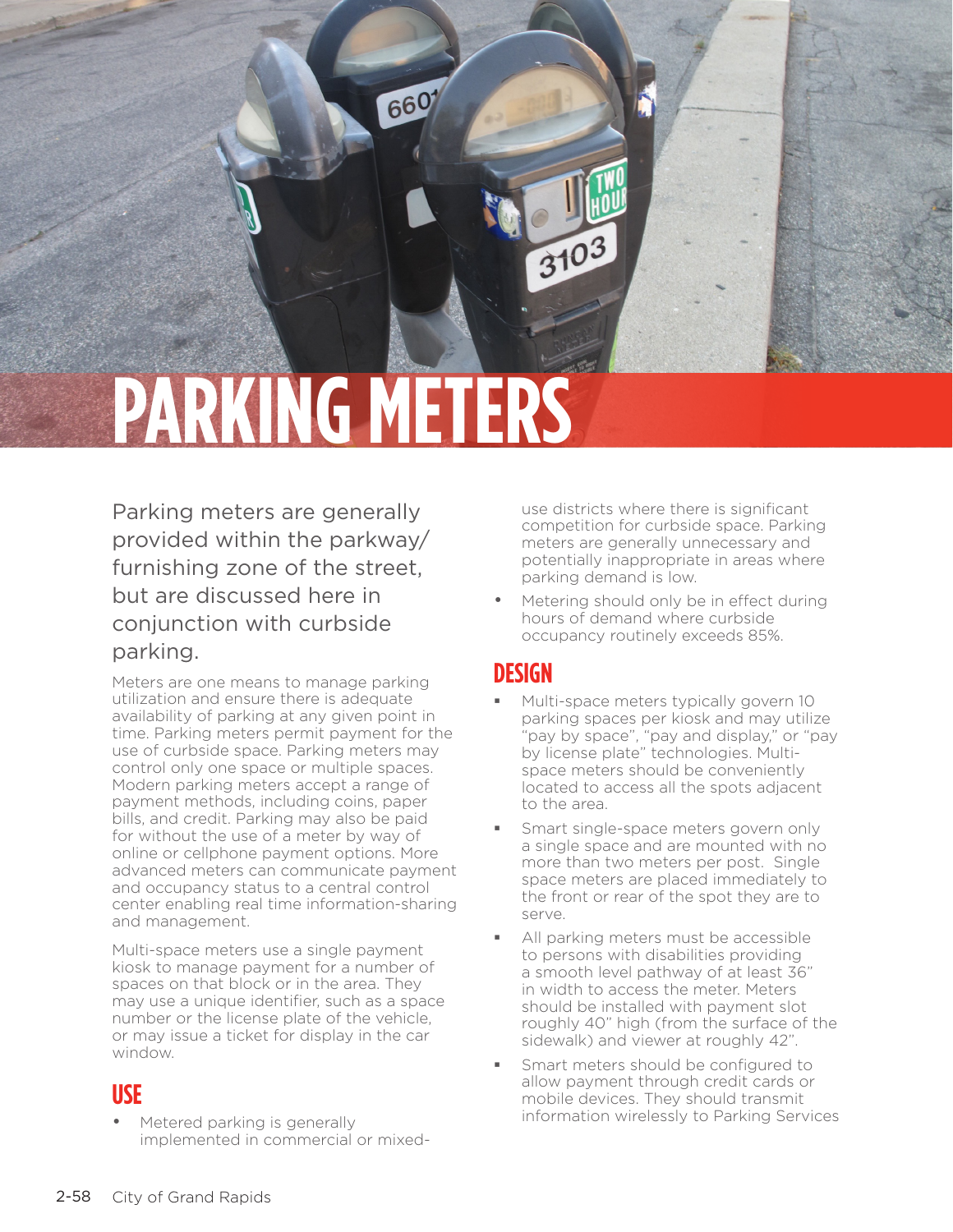# PARKING METERS

Parking meters are generally provided within the parkway/furnishing zone of the street, but are discussed here in conjunction with curbside parking.

Meters are one means to manage parking utilization and ensure there is adequate availability of parking at any given point in time. Parking meters permit payment for the use of curbside space. Parking meters may control only one space or multiple spaces. Modern parking meters accept a range of payment methods, including coins, paper bills, and credit. Parking may also be paid for without the use of a meter by way of online or cellphone payment options. More advanced meters can communicate payment and occupancy status to a central control center enabling real time information-sharing and management.

Multi-space meters use a single payment kiosk to manage payment for a number of spaces on that block or in the area. They may use a unique identifier, such as a space number or the license plate of the vehicle, or may issue a ticket for display in the car window.

## USE

- Metered parking is generally implemented in commercial or mixed-use districts where there is significant competition for curbside space. Parking meters are generally unnecessary and potentially inappropriate in areas where parking demand is low.
- Metering should only be in effect during hours of demand where curbside occupancy routinely exceeds 85%.

## DESIGN

- Multi-space meters typically govern 10 parking spaces per kiosk and may utilize "pay by space", "pay and display," or "pay by license plate" technologies. Multi-space meters should be conveniently located to access all the spots adjacent to the area.
- Smart single-space meters govern only a single space and are mounted with no more than two meters per post. Single space meters are placed immediately to the front or rear of the spot they are to serve.
- All parking meters must be accessible to persons with disabilities providing a smooth level pathway of at least 36" in width to access the meter. Meters should be installed with payment slot roughly 40" high (from the surface of the sidewalk) and viewer at roughly 42".
- Smart meters should be configured to allow payment through credit cards or mobile devices. They should transmit information wirelessly to Parking Services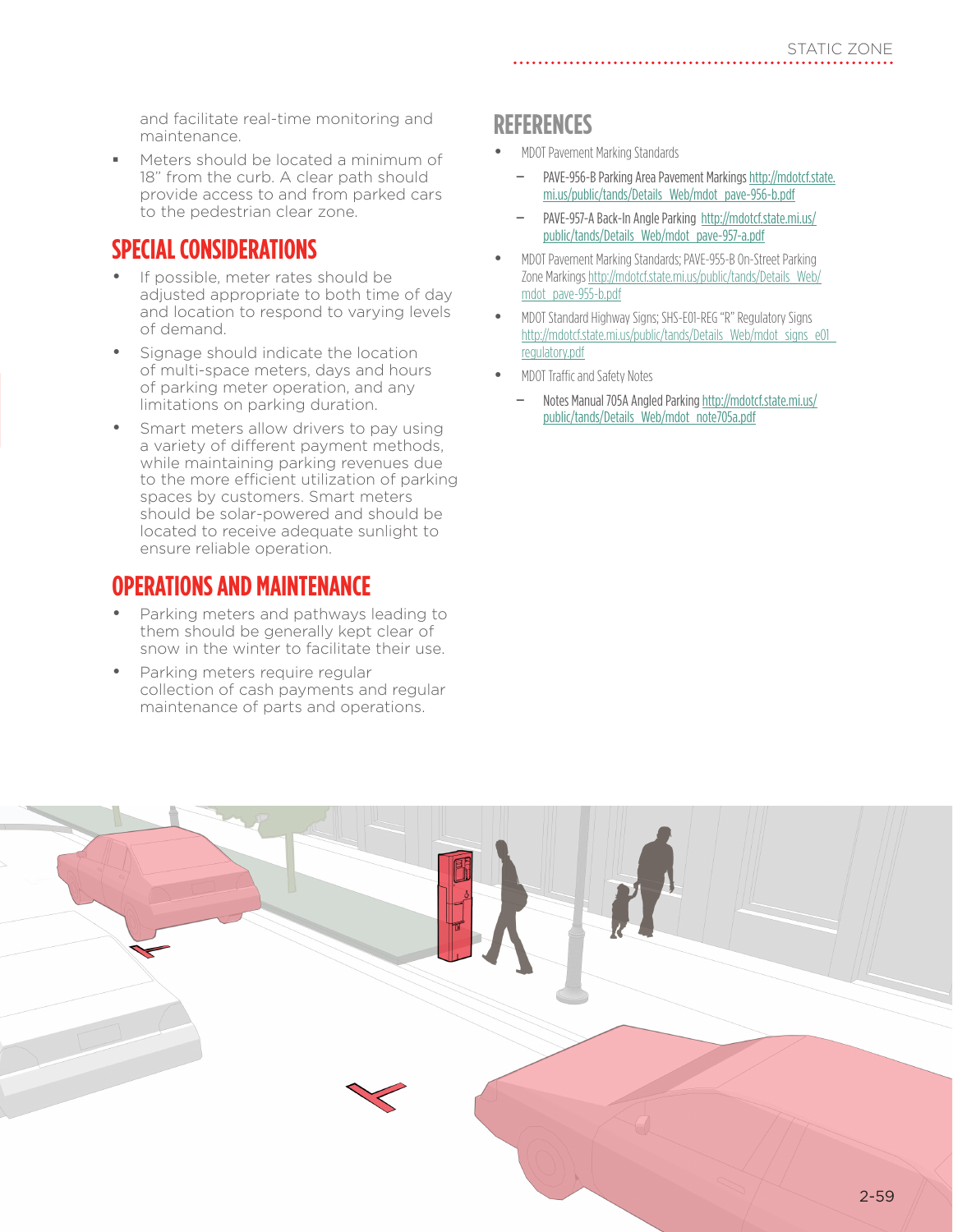and facilitate real-time monitoring and maintenance.

- Meters should be located a minimum of 18" from the curb. A clear path should provide access to and from parked cars to the pedestrian clear zone.

## SPECIAL CONSIDERATIONS

- If possible, meter rates should be adjusted appropriate to both time of day and location to respond to varying levels of demand.
- Signage should indicate the location of multi-space meters, days and hours of parking meter operation, and any limitations on parking duration.
- Smart meters allow drivers to pay using a variety of different payment methods, while maintaining parking revenues due to the more efficient utilization of parking spaces by customers. Smart meters should be solar-powered and should be located to receive adequate sunlight to ensure reliable operation.

## OPERATIONS AND MAINTENANCE

- Parking meters and pathways leading to them should be generally kept clear of snow in the winter to facilitate their use.
- Parking meters require regular collection of cash payments and regular maintenance of parts and operations.

## REFERENCES

- MDOT Pavement Marking Standards
  - PAVE-956-B Parking Area Pavement Markings http://mdotcf.state.mi.us/public/tands/Details_Web/mdot_pave-956-b.pdf
  - PAVE-957-A Back-In Angle Parking http://mdotcf.state.mi.us/public/tands/Details_Web/mdot_pave-957-a.pdf
- MDOT Pavement Marking Standards; PAVE-955-B On-Street Parking Zone Markings http://mdotcf.state.mi.us/public/tands/Details_Web/mdot_pave-955-b.pdf
- MDOT Standard Highway Signs; SHS-E01-REG "R" Regulatory Signs http://mdotcf.state.mi.us/public/tands/Details_Web/mdot_signs_e01_regulatory.pdf
- MDOT Traffic and Safety Notes
  - Notes Manual 705A Angled Parking http://mdotcf.state.mi.us/public/tands/Details_Web/mdot_note705a.pdf